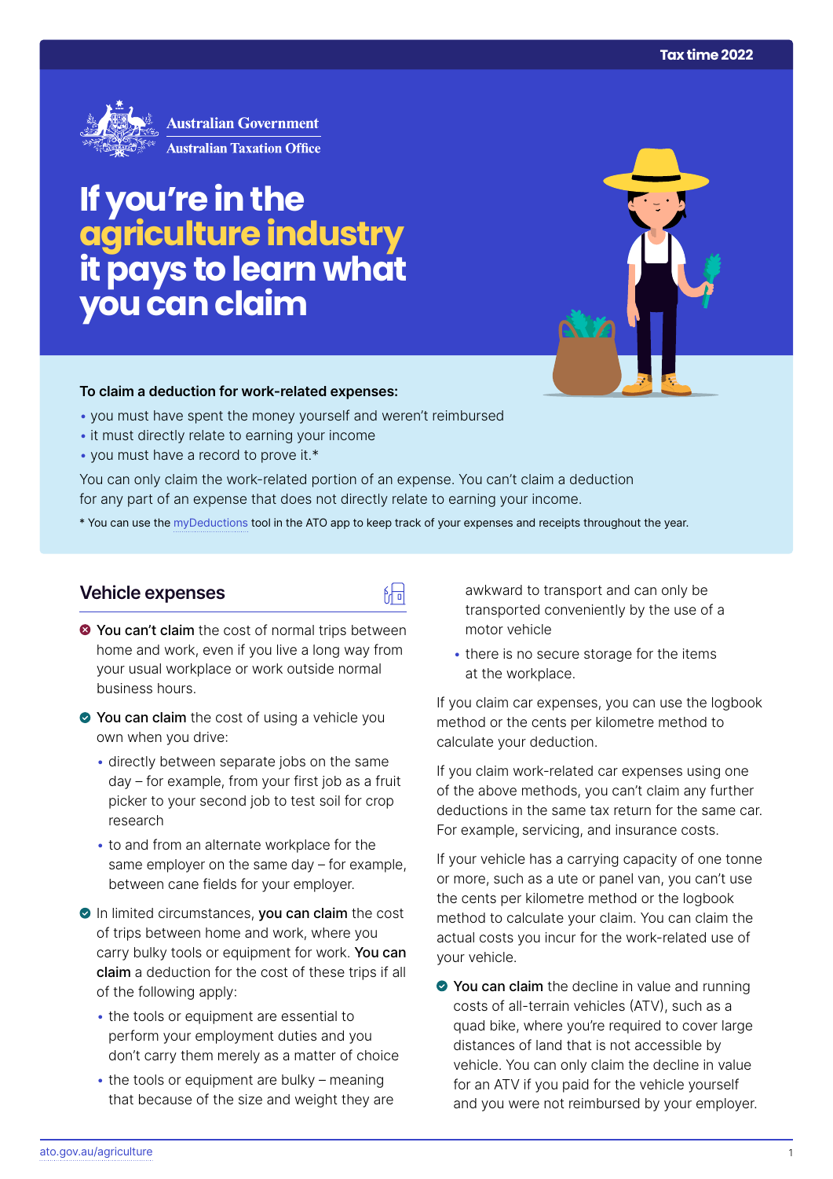Tax time 2022

# If you're in the agriculture industry it pays to learn what you can claim

**To claim a deduction for work-related expenses:**

- you must have spent the money yourself and weren't reimbursed
- it must directly relate to earning your income
- you must have a record to prove it.*

You can only claim the work-related portion of an expense. You can't claim a deduction for any part of an expense that does not directly relate to earning your income.

* You can use the myDeductions tool in the ATO app to keep track of your expenses and receipts throughout the year.

## Vehicle expenses

- ✗ **You can't claim** the cost of normal trips between home and work, even if you live a long way from your usual workplace or work outside normal business hours.
- ✓ **You can claim** the cost of using a vehicle you own when you drive:
  - directly between separate jobs on the same day – for example, from your first job as a fruit picker to your second job to test soil for crop research
  - to and from an alternate workplace for the same employer on the same day – for example, between cane fields for your employer.
- ✓ In limited circumstances, **you can claim** the cost of trips between home and work, where you carry bulky tools or equipment for work. **You can claim** a deduction for the cost of these trips if all of the following apply:
  - the tools or equipment are essential to perform your employment duties and you don't carry them merely as a matter of choice
  - the tools or equipment are bulky – meaning that because of the size and weight they are awkward to transport and can only be transported conveniently by the use of a motor vehicle
  - there is no secure storage for the items at the workplace.

If you claim car expenses, you can use the logbook method or the cents per kilometre method to calculate your deduction.

If you claim work-related car expenses using one of the above methods, you can't claim any further deductions in the same tax return for the same car. For example, servicing, and insurance costs.

If your vehicle has a carrying capacity of one tonne or more, such as a ute or panel van, you can't use the cents per kilometre method or the logbook method to calculate your claim. You can claim the actual costs you incur for the work-related use of your vehicle.

- ✓ **You can claim** the decline in value and running costs of all-terrain vehicles (ATV), such as a quad bike, where you're required to cover large distances of land that is not accessible by vehicle. You can only claim the decline in value for an ATV if you paid for the vehicle yourself and you were not reimbursed by your employer.

ato.gov.au/agriculture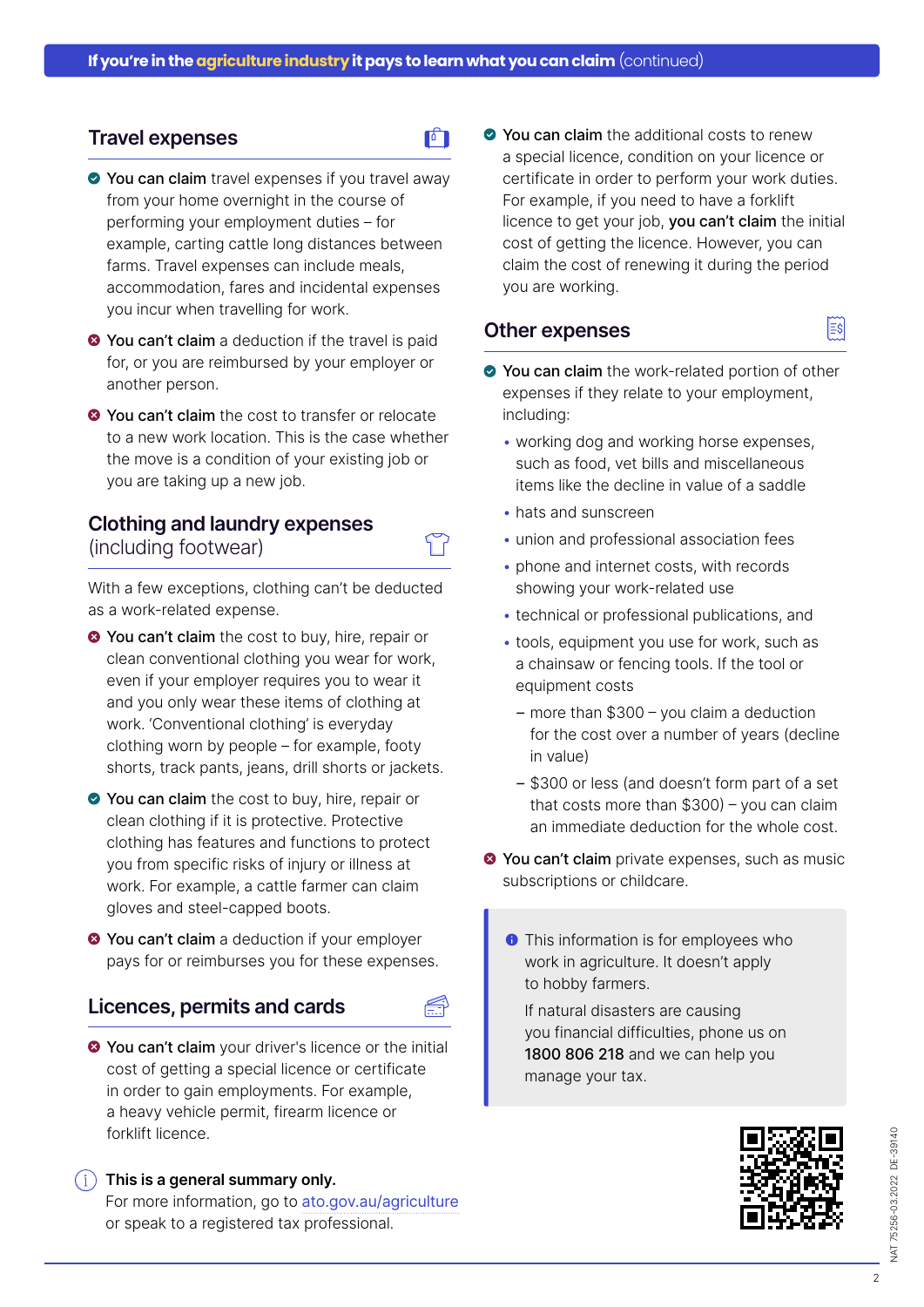**If you're in the agriculture industry it pays to learn what you can claim** (continued)

## Travel expenses

- **You can claim** travel expenses if you travel away from your home overnight in the course of performing your employment duties – for example, carting cattle long distances between farms. Travel expenses can include meals, accommodation, fares and incidental expenses you incur when travelling for work.
- **You can't claim** a deduction if the travel is paid for, or you are reimbursed by your employer or another person.
- **You can't claim** the cost to transfer or relocate to a new work location. This is the case whether the move is a condition of your existing job or you are taking up a new job.

## Clothing and laundry expenses (including footwear)

With a few exceptions, clothing can't be deducted as a work-related expense.

- **You can't claim** the cost to buy, hire, repair or clean conventional clothing you wear for work, even if your employer requires you to wear it and you only wear these items of clothing at work. 'Conventional clothing' is everyday clothing worn by people – for example, footy shorts, track pants, jeans, drill shorts or jackets.
- **You can claim** the cost to buy, hire, repair or clean clothing if it is protective. Protective clothing has features and functions to protect you from specific risks of injury or illness at work. For example, a cattle farmer can claim gloves and steel-capped boots.
- **You can't claim** a deduction if your employer pays for or reimburses you for these expenses.

## Licences, permits and cards

- **You can't claim** your driver's licence or the initial cost of getting a special licence or certificate in order to gain employments. For example, a heavy vehicle permit, firearm licence or forklift licence.
- **You can claim** the additional costs to renew a special licence, condition on your licence or certificate in order to perform your work duties. For example, if you need to have a forklift licence to get your job, **you can't claim** the initial cost of getting the licence. However, you can claim the cost of renewing it during the period you are working.

## Other expenses

- **You can claim** the work-related portion of other expenses if they relate to your employment, including:
  - working dog and working horse expenses, such as food, vet bills and miscellaneous items like the decline in value of a saddle
  - hats and sunscreen
  - union and professional association fees
  - phone and internet costs, with records showing your work-related use
  - technical or professional publications, and
  - tools, equipment you use for work, such as a chainsaw or fencing tools. If the tool or equipment costs
    - more than $300 – you claim a deduction for the cost over a number of years (decline in value)
    - $300 or less (and doesn't form part of a set that costs more than $300) – you can claim an immediate deduction for the whole cost.
- **You can't claim** private expenses, such as music subscriptions or childcare.

This information is for employees who work in agriculture. It doesn't apply to hobby farmers.

If natural disasters are causing you financial difficulties, phone us on **1800 806 218** and we can help you manage your tax.

**This is a general summary only.**
For more information, go to ato.gov.au/agriculture or speak to a registered tax professional.

NAT 75256-03.2022 DE-39140